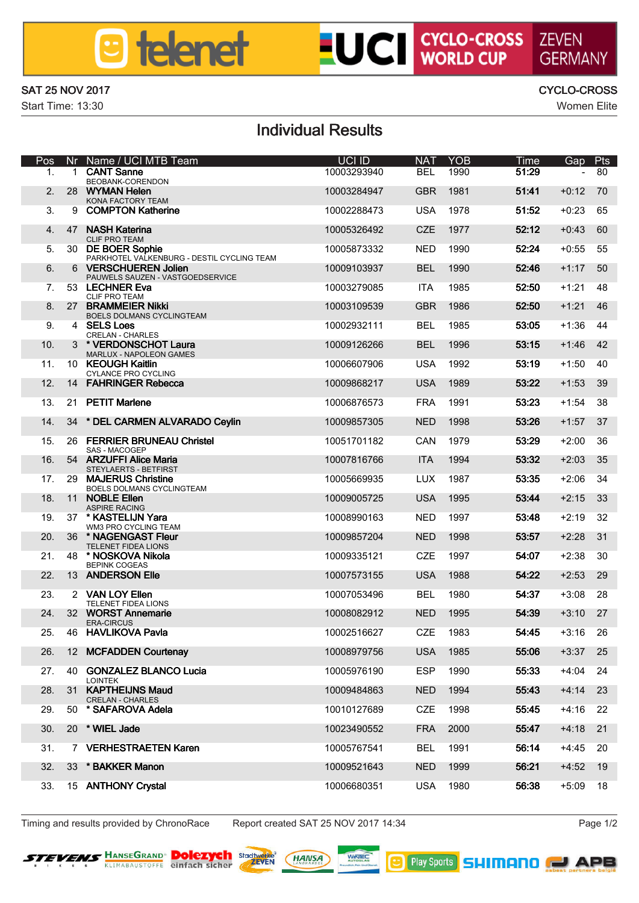telenet UCI CYCLO-CROSS WORLD CUP ZEVEN GERMANY

SAT 25 NOV 2017

Start Time: 13:30

CYCLO-CROSS

Women Elite

# Individual Results

| Pos | Nr | Name / UCI MTB Team | UCI ID | NAT | YOB | Time | Gap | Pts |
|---|---|---|---|---|---|---|---|---|
| 1. | 1 | **CANT Sanne**<br>BEOBANK-CORENDON | 10003293940 | BEL | 1990 | **51:29** | - | 80 |
| 2. | 28 | **WYMAN Helen**<br>KONA FACTORY TEAM | 10003284947 | GBR | 1981 | **51:41** | +0:12 | 70 |
| 3. | 9 | **COMPTON Katherine** | 10002288473 | USA | 1978 | **51:52** | +0:23 | 65 |
| 4. | 47 | **NASH Katerina**<br>CLIF PRO TEAM | 10005326492 | CZE | 1977 | **52:12** | +0:43 | 60 |
| 5. | 30 | **DE BOER Sophie**<br>PARKHOTEL VALKENBURG - DESTIL CYCLING TEAM | 10005873332 | NED | 1990 | **52:24** | +0:55 | 55 |
| 6. | 6 | **VERSCHUEREN Jolien**<br>PAUWELS SAUZEN - VASTGOEDSERVICE | 10009103937 | BEL | 1990 | **52:46** | +1:17 | 50 |
| 7. | 53 | **LECHNER Eva**<br>CLIF PRO TEAM | 10003279085 | ITA | 1985 | **52:50** | +1:21 | 48 |
| 8. | 27 | **BRAMMEIER Nikki**<br>BOELS DOLMANS CYCLINGTEAM | 10003109539 | GBR | 1986 | **52:50** | +1:21 | 46 |
| 9. | 4 | **SELS Loes**<br>CRELAN - CHARLES | 10002932111 | BEL | 1985 | **53:05** | +1:36 | 44 |
| 10. | 3 | **\* VERDONSCHOT Laura**<br>MARLUX - NAPOLEON GAMES | 10009126266 | BEL | 1996 | **53:15** | +1:46 | 42 |
| 11. | 10 | **KEOUGH Kaitlin**<br>CYLANCE PRO CYCLING | 10006607906 | USA | 1992 | **53:19** | +1:50 | 40 |
| 12. | 14 | **FAHRINGER Rebecca** | 10009868217 | USA | 1989 | **53:22** | +1:53 | 39 |
| 13. | 21 | **PETIT Marlene** | 10006876573 | FRA | 1991 | **53:23** | +1:54 | 38 |
| 14. | 34 | **\* DEL CARMEN ALVARADO Ceylin** | 10009857305 | NED | 1998 | **53:26** | +1:57 | 37 |
| 15. | 26 | **FERRIER BRUNEAU Christel**<br>SAS - MACOGEP | 10051701182 | CAN | 1979 | **53:29** | +2:00 | 36 |
| 16. | 54 | **ARZUFFI Alice Maria**<br>STEYLAERTS - BETFIRST | 10007816766 | ITA | 1994 | **53:32** | +2:03 | 35 |
| 17. | 29 | **MAJERUS Christine**<br>BOELS DOLMANS CYCLINGTEAM | 10005669935 | LUX | 1987 | **53:35** | +2:06 | 34 |
| 18. | 11 | **NOBLE Ellen**<br>ASPIRE RACING | 10009005725 | USA | 1995 | **53:44** | +2:15 | 33 |
| 19. | 37 | **\* KASTELIJN Yara**<br>WM3 PRO CYCLING TEAM | 10008990163 | NED | 1997 | **53:48** | +2:19 | 32 |
| 20. | 36 | **\* NAGENGAST Fleur**<br>TELENET FIDEA LIONS | 10009857204 | NED | 1998 | **53:57** | +2:28 | 31 |
| 21. | 48 | **\* NOSKOVA Nikola**<br>BEPINK COGEAS | 10009335121 | CZE | 1997 | **54:07** | +2:38 | 30 |
| 22. | 13 | **ANDERSON Elle** | 10007573155 | USA | 1988 | **54:22** | +2:53 | 29 |
| 23. | 2 | **VAN LOY Ellen**<br>TELENET FIDEA LIONS | 10007053496 | BEL | 1980 | **54:37** | +3:08 | 28 |
| 24. | 32 | **WORST Annemarie**<br>ERA-CIRCUS | 10008082912 | NED | 1995 | **54:39** | +3:10 | 27 |
| 25. | 46 | **HAVLIKOVA Pavla** | 10002516627 | CZE | 1983 | **54:45** | +3:16 | 26 |
| 26. | 12 | **MCFADDEN Courtenay** | 10008979756 | USA | 1985 | **55:06** | +3:37 | 25 |
| 27. | 40 | **GONZALEZ BLANCO Lucia**<br>LOINTEK | 10005976190 | ESP | 1990 | **55:33** | +4:04 | 24 |
| 28. | 31 | **KAPTHEIJNS Maud**<br>CRELAN - CHARLES | 10009484863 | NED | 1994 | **55:43** | +4:14 | 23 |
| 29. | 50 | **\* SAFAROVA Adela** | 10010127689 | CZE | 1998 | **55:45** | +4:16 | 22 |
| 30. | 20 | **\* WIEL Jade** | 10023490552 | FRA | 2000 | **55:47** | +4:18 | 21 |
| 31. | 7 | **VERHESTRAETEN Karen** | 10005767541 | BEL | 1991 | **56:14** | +4:45 | 20 |
| 32. | 33 | **\* BAKKER Manon** | 10009521643 | NED | 1999 | **56:21** | +4:52 | 19 |
| 33. | 15 | **ANTHONY Crystal** | 10006680351 | USA | 1980 | **56:38** | +5:09 | 18 |

Timing and results provided by ChronoRace Report created SAT 25 NOV 2017 14:34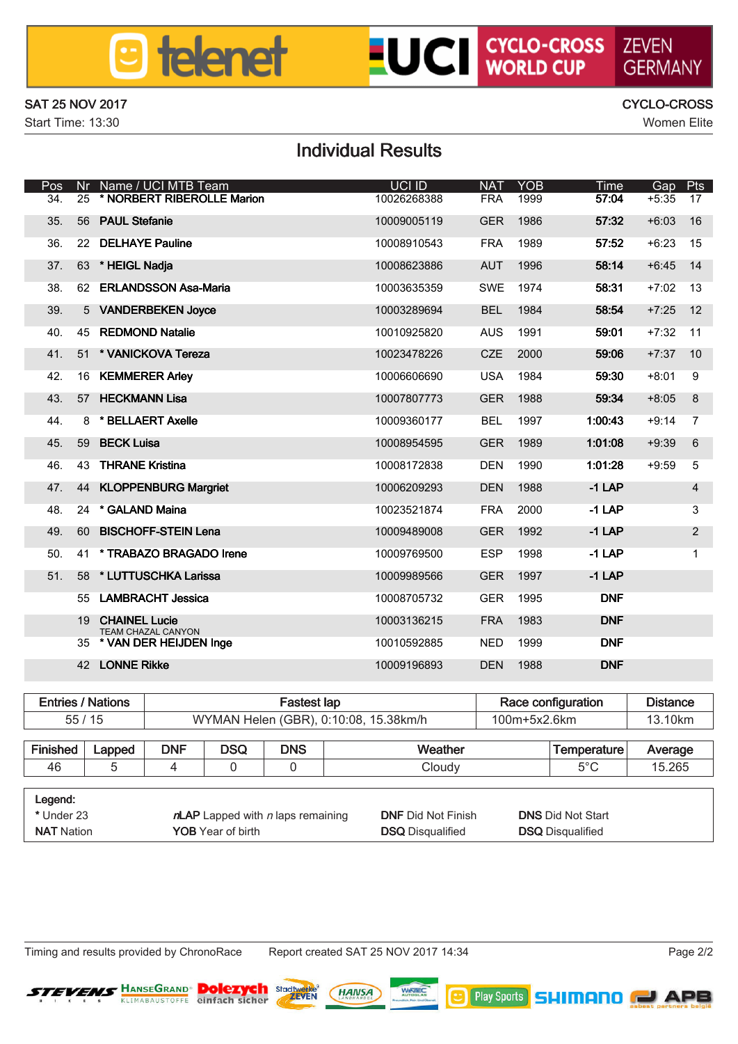SAT 25 NOV 2017
Start Time: 13:30

CYCLO-CROSS
Women Elite

# Individual Results

| Pos | Nr | Name / UCI MTB Team | UCI ID | NAT | YOB | Time | Gap | Pts |
|---|---|---|---|---|---|---|---|---|
| 34. | 25 | **\* NORBERT RIBEROLLE Marion** | 10026268388 | FRA | 1999 | **57:04** | +5:35 | 17 |
| 35. | 56 | **PAUL Stefanie** | 10009005119 | GER | 1986 | **57:32** | +6:03 | 16 |
| 36. | 22 | **DELHAYE Pauline** | 10008910543 | FRA | 1989 | **57:52** | +6:23 | 15 |
| 37. | 63 | **\* HEIGL Nadja** | 10008623886 | AUT | 1996 | **58:14** | +6:45 | 14 |
| 38. | 62 | **ERLANDSSON Asa-Maria** | 10003635359 | SWE | 1974 | **58:31** | +7:02 | 13 |
| 39. | 5 | **VANDERBEKEN Joyce** | 10003289694 | BEL | 1984 | **58:54** | +7:25 | 12 |
| 40. | 45 | **REDMOND Natalie** | 10010925820 | AUS | 1991 | **59:01** | +7:32 | 11 |
| 41. | 51 | **\* VANICKOVA Tereza** | 10023478226 | CZE | 2000 | **59:06** | +7:37 | 10 |
| 42. | 16 | **KEMMERER Arley** | 10006606690 | USA | 1984 | **59:30** | +8:01 | 9 |
| 43. | 57 | **HECKMANN Lisa** | 10007807773 | GER | 1988 | **59:34** | +8:05 | 8 |
| 44. | 8 | **\* BELLAERT Axelle** | 10009360177 | BEL | 1997 | **1:00:43** | +9:14 | 7 |
| 45. | 59 | **BECK Luisa** | 10008954595 | GER | 1989 | **1:01:08** | +9:39 | 6 |
| 46. | 43 | **THRANE Kristina** | 10008172838 | DEN | 1990 | **1:01:28** | +9:59 | 5 |
| 47. | 44 | **KLOPPENBURG Margriet** | 10006209293 | DEN | 1988 | **-1 LAP** | | 4 |
| 48. | 24 | **\* GALAND Maina** | 10023521874 | FRA | 2000 | **-1 LAP** | | 3 |
| 49. | 60 | **BISCHOFF-STEIN Lena** | 10009489008 | GER | 1992 | **-1 LAP** | | 2 |
| 50. | 41 | **\* TRABAZO BRADADO Irene** | 10009769500 | ESP | 1998 | **-1 LAP** | | 1 |
| 51. | 58 | **\* LUTTUSCHKA Larissa** | 10009989566 | GER | 1997 | **-1 LAP** | | |
| | 55 | **LAMBRACHT Jessica** | 10008705732 | GER | 1995 | **DNF** | | |
| | 19 | **CHAINEL Lucie** TEAM CHAZAL CANYON | 10003136215 | FRA | 1983 | **DNF** | | |
| | 35 | **\* VAN DER HEIJDEN Inge** | 10010592885 | NED | 1999 | **DNF** | | |
| | 42 | **LONNE Rikke** | 10009196893 | DEN | 1988 | **DNF** | | |

| Entries / Nations | Fastest lap | Race configuration | Distance |
|---|---|---|---|
| 55 / 15 | WYMAN Helen (GBR), 0:10:08, 15.38km/h | 100m+5x2.6km | 13.10km |

| Finished | Lapped | DNF | DSQ | DNS | Weather | Temperature | Average |
|---|---|---|---|---|---|---|---|
| 46 | 5 | 4 | 0 | 0 | Cloudy | 5°C | 15.265 |

**Legend:**
\* Under 23
**NAT** Nation
***n*LAP** Lapped with *n* laps remaining
**YOB** Year of birth
**DNF** Did Not Finish
**DSQ** Disqualified
**DNS** Did Not Start
**DSQ** Disqualified

Timing and results provided by ChronoRace    Report created SAT 25 NOV 2017 14:34